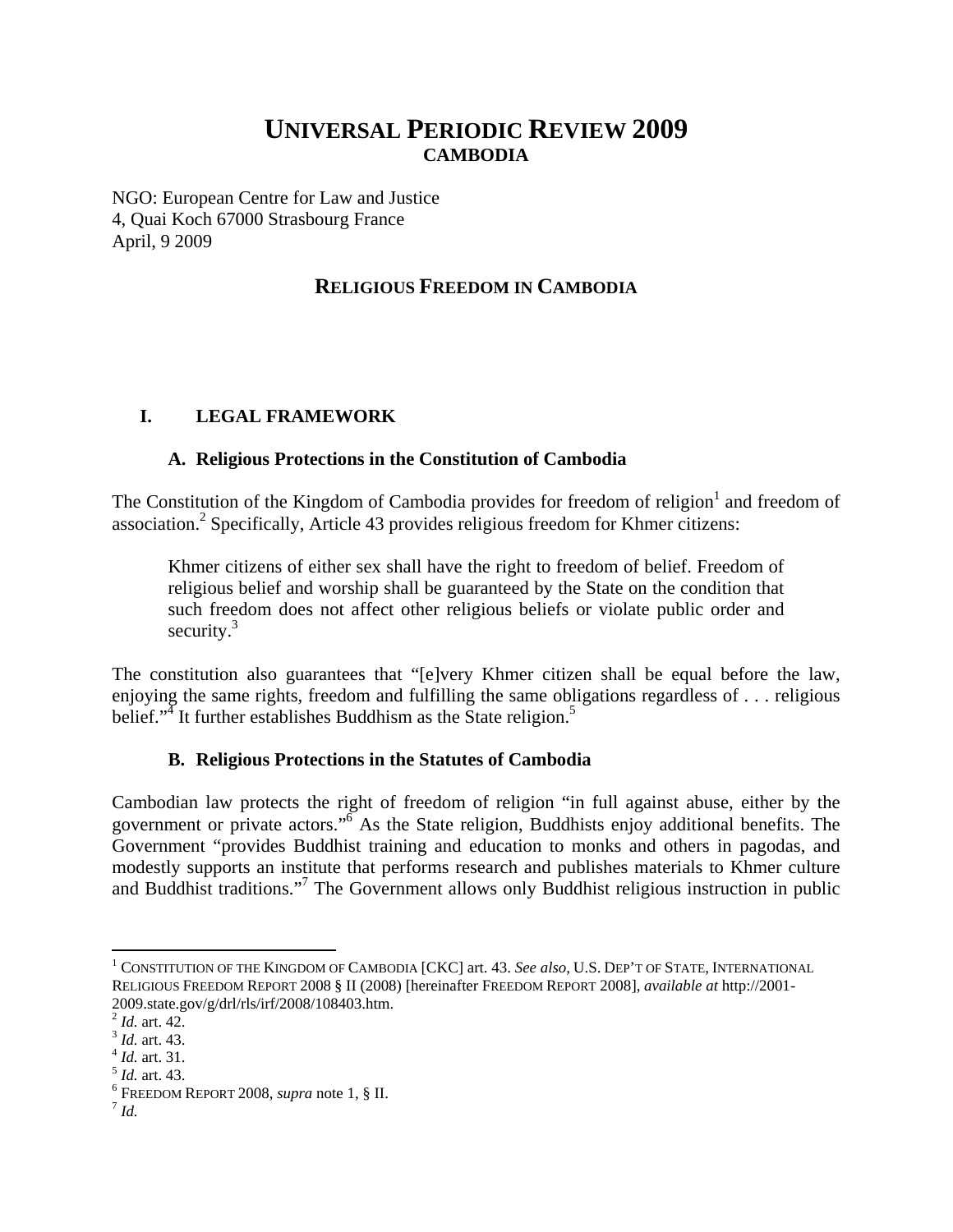# UNIVERSAL PERIODIC REVIEW 2009
## CAMBODIA

NGO: European Centre for Law and Justice
4, Quai Koch 67000 Strasbourg France
April, 9 2009

## RELIGIOUS FREEDOM IN CAMBODIA

### I. LEGAL FRAMEWORK

#### A. Religious Protections in the Constitution of Cambodia

The Constitution of the Kingdom of Cambodia provides for freedom of religion[1] and freedom of association.[2] Specifically, Article 43 provides religious freedom for Khmer citizens:

> Khmer citizens of either sex shall have the right to freedom of belief. Freedom of religious belief and worship shall be guaranteed by the State on the condition that such freedom does not affect other religious beliefs or violate public order and security.[3]

The constitution also guarantees that "[e]very Khmer citizen shall be equal before the law, enjoying the same rights, freedom and fulfilling the same obligations regardless of . . . religious belief."[4] It further establishes Buddhism as the State religion.[5]

#### B. Religious Protections in the Statutes of Cambodia

Cambodian law protects the right of freedom of religion "in full against abuse, either by the government or private actors."[6] As the State religion, Buddhists enjoy additional benefits. The Government "provides Buddhist training and education to monks and others in pagodas, and modestly supports an institute that performs research and publishes materials to Khmer culture and Buddhist traditions."[7] The Government allows only Buddhist religious instruction in public

---

[1] CONSTITUTION OF THE KINGDOM OF CAMBODIA [CKC] art. 43. *See also*, U.S. DEP'T OF STATE, INTERNATIONAL RELIGIOUS FREEDOM REPORT 2008 § II (2008) [hereinafter FREEDOM REPORT 2008], *available at* http://2001-2009.state.gov/g/drl/rls/irf/2008/108403.htm.
[2] *Id.* art. 42.
[3] *Id.* art. 43.
[4] *Id.* art. 31.
[5] *Id.* art. 43.
[6] FREEDOM REPORT 2008, *supra* note 1, § II.
[7] *Id.*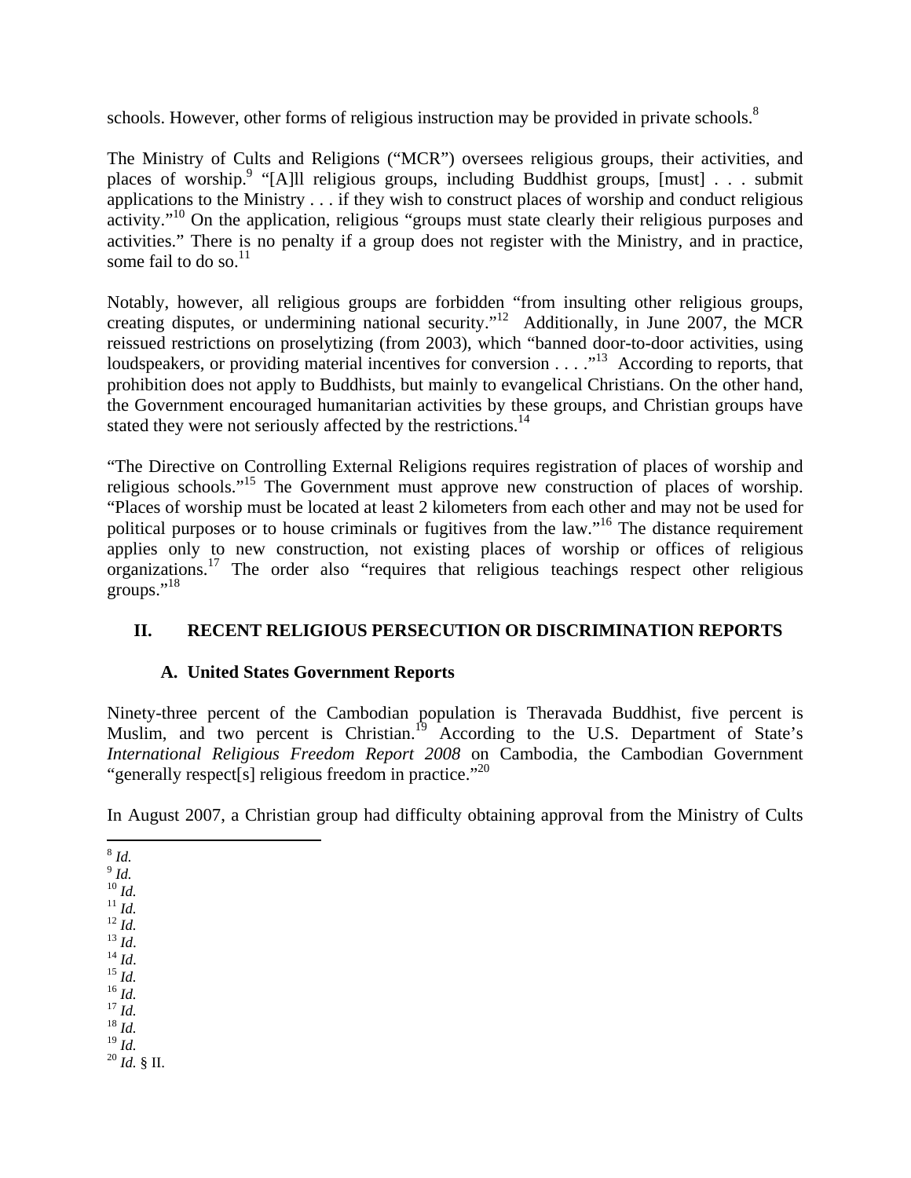schools. However, other forms of religious instruction may be provided in private schools.[8]

The Ministry of Cults and Religions ("MCR") oversees religious groups, their activities, and places of worship.[9] "[A]ll religious groups, including Buddhist groups, [must] . . . submit applications to the Ministry . . . if they wish to construct places of worship and conduct religious activity."[10] On the application, religious "groups must state clearly their religious purposes and activities." There is no penalty if a group does not register with the Ministry, and in practice, some fail to do so.[11]

Notably, however, all religious groups are forbidden "from insulting other religious groups, creating disputes, or undermining national security."[12] Additionally, in June 2007, the MCR reissued restrictions on proselytizing (from 2003), which "banned door-to-door activities, using loudspeakers, or providing material incentives for conversion . . . ."[13] According to reports, that prohibition does not apply to Buddhists, but mainly to evangelical Christians. On the other hand, the Government encouraged humanitarian activities by these groups, and Christian groups have stated they were not seriously affected by the restrictions.[14]

"The Directive on Controlling External Religions requires registration of places of worship and religious schools."[15] The Government must approve new construction of places of worship. "Places of worship must be located at least 2 kilometers from each other and may not be used for political purposes or to house criminals or fugitives from the law."[16] The distance requirement applies only to new construction, not existing places of worship or offices of religious organizations.[17] The order also "requires that religious teachings respect other religious groups."[18]

## II. RECENT RELIGIOUS PERSECUTION OR DISCRIMINATION REPORTS

### A. United States Government Reports

Ninety-three percent of the Cambodian population is Theravada Buddhist, five percent is Muslim, and two percent is Christian.[19] According to the U.S. Department of State's *International Religious Freedom Report 2008* on Cambodia, the Cambodian Government "generally respect[s] religious freedom in practice."[20]

In August 2007, a Christian group had difficulty obtaining approval from the Ministry of Cults

---

[8] *Id.*
[9] *Id.*
[10] *Id.*
[11] *Id.*
[12] *Id.*
[13] *Id*.
[14] *Id*.
[15] *Id.*
[16] *Id.*
[17] *Id.*
[18] *Id.*
[19] *Id.*
[20] *Id.* § II.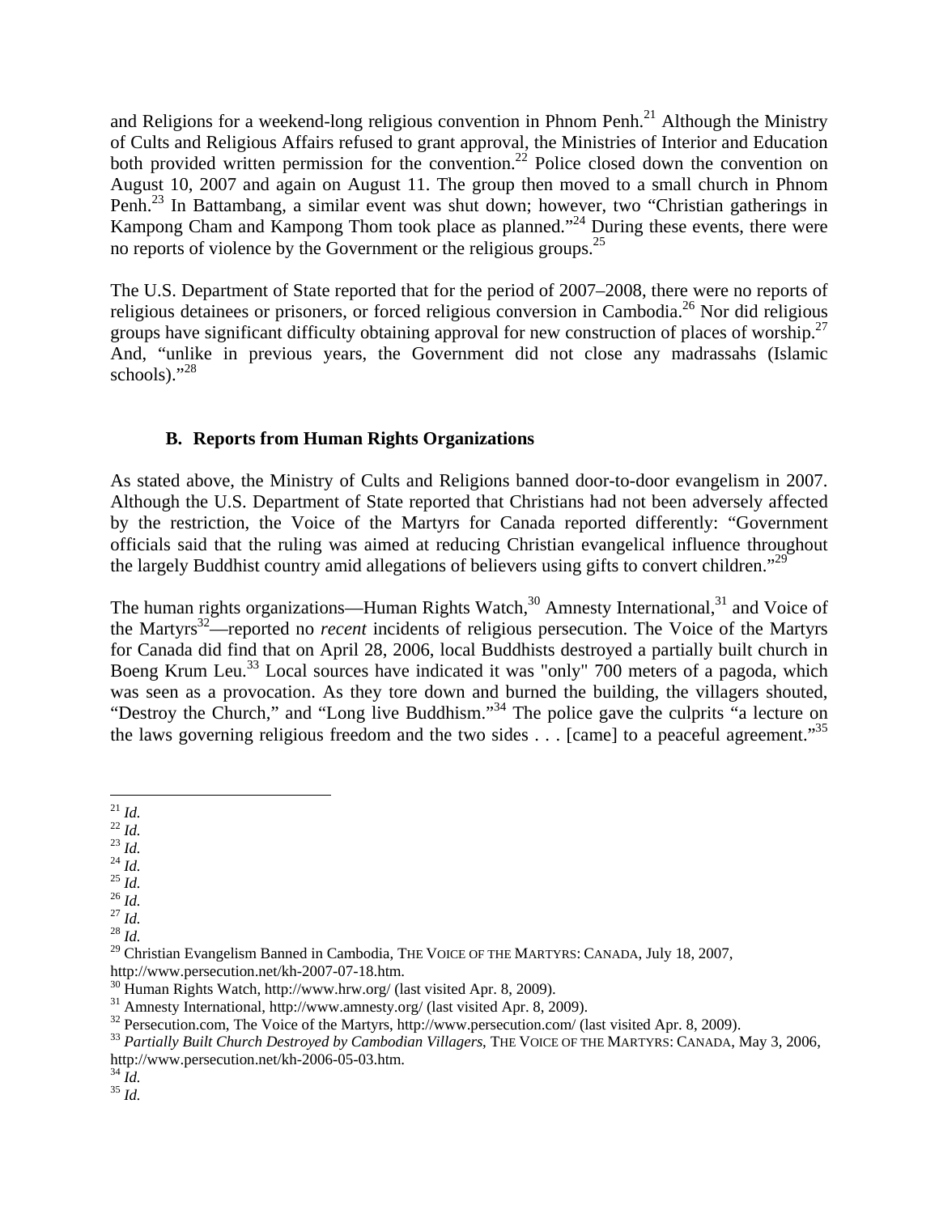and Religions for a weekend-long religious convention in Phnom Penh.[21] Although the Ministry of Cults and Religious Affairs refused to grant approval, the Ministries of Interior and Education both provided written permission for the convention.[22] Police closed down the convention on August 10, 2007 and again on August 11. The group then moved to a small church in Phnom Penh.[23] In Battambang, a similar event was shut down; however, two "Christian gatherings in Kampong Cham and Kampong Thom took place as planned."[24] During these events, there were no reports of violence by the Government or the religious groups.[25]

The U.S. Department of State reported that for the period of 2007–2008, there were no reports of religious detainees or prisoners, or forced religious conversion in Cambodia.[26] Nor did religious groups have significant difficulty obtaining approval for new construction of places of worship.[27] And, "unlike in previous years, the Government did not close any madrassahs (Islamic schools)."[28]

### B. Reports from Human Rights Organizations

As stated above, the Ministry of Cults and Religions banned door-to-door evangelism in 2007. Although the U.S. Department of State reported that Christians had not been adversely affected by the restriction, the Voice of the Martyrs for Canada reported differently: "Government officials said that the ruling was aimed at reducing Christian evangelical influence throughout the largely Buddhist country amid allegations of believers using gifts to convert children."[29]

The human rights organizations—Human Rights Watch,[30] Amnesty International,[31] and Voice of the Martyrs[32]—reported no *recent* incidents of religious persecution. The Voice of the Martyrs for Canada did find that on April 28, 2006, local Buddhists destroyed a partially built church in Boeng Krum Leu.[33] Local sources have indicated it was "only" 700 meters of a pagoda, which was seen as a provocation. As they tore down and burned the building, the villagers shouted, "Destroy the Church," and "Long live Buddhism."[34] The police gave the culprits "a lecture on the laws governing religious freedom and the two sides . . . [came] to a peaceful agreement."[35]

---

[21] *Id.*
[22] *Id.*
[23] *Id.*
[24] *Id.*
[25] *Id.*
[26] *Id.*
[27] *Id.*
[28] *Id.*
[29] Christian Evangelism Banned in Cambodia, THE VOICE OF THE MARTYRS: CANADA, July 18, 2007, http://www.persecution.net/kh-2007-07-18.htm.
[30] Human Rights Watch, http://www.hrw.org/ (last visited Apr. 8, 2009).
[31] Amnesty International, http://www.amnesty.org/ (last visited Apr. 8, 2009).
[32] Persecution.com, The Voice of the Martyrs, http://www.persecution.com/ (last visited Apr. 8, 2009).
[33] *Partially Built Church Destroyed by Cambodian Villagers*, THE VOICE OF THE MARTYRS: CANADA, May 3, 2006, http://www.persecution.net/kh-2006-05-03.htm.
[34] *Id.*
[35] *Id.*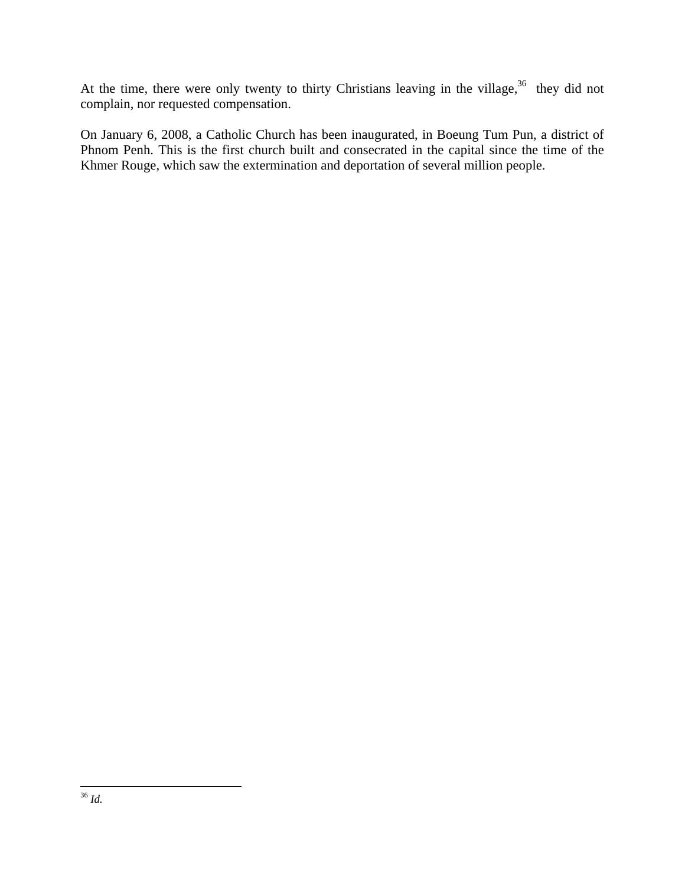At the time, there were only twenty to thirty Christians leaving in the village,[36] they did not complain, nor requested compensation.

On January 6, 2008, a Catholic Church has been inaugurated, in Boeung Tum Pun, a district of Phnom Penh. This is the first church built and consecrated in the capital since the time of the Khmer Rouge, which saw the extermination and deportation of several million people.

---

[36] *Id.*